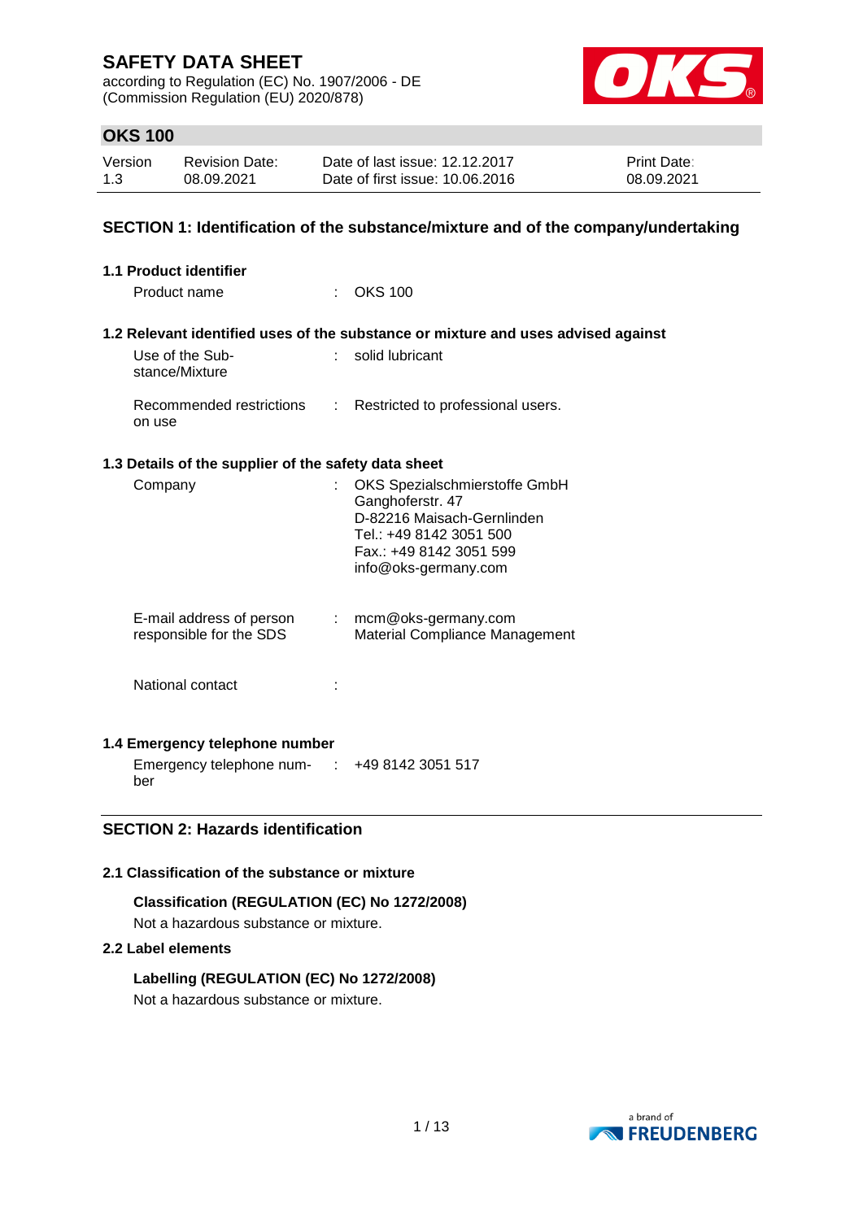# SAFETY DATA SHEET

according to Regulation (EC) No. 1907/2006 - DE
(Commission Regulation (EU) 2020/878)

## OKS 100

| Version | Revision Date: | Date of last issue: 12.12.2017 | Print Date: |
|---|---|---|---|
| 1.3 | 08.09.2021 | Date of first issue: 10.06.2016 | 08.09.2021 |

## SECTION 1: Identification of the substance/mixture and of the company/undertaking

### 1.1 Product identifier

Product name : OKS 100

### 1.2 Relevant identified uses of the substance or mixture and uses advised against

Use of the Substance/Mixture : solid lubricant

Recommended restrictions on use : Restricted to professional users.

### 1.3 Details of the supplier of the safety data sheet

Company : OKS Spezialschmierstoffe GmbH
Ganghoferstr. 47
D-82216 Maisach-Gernlinden
Tel.: +49 8142 3051 500
Fax.: +49 8142 3051 599
info@oks-germany.com

E-mail address of person responsible for the SDS : mcm@oks-germany.com
Material Compliance Management

National contact :

### 1.4 Emergency telephone number

Emergency telephone number : +49 8142 3051 517

## SECTION 2: Hazards identification

### 2.1 Classification of the substance or mixture

**Classification (REGULATION (EC) No 1272/2008)**

Not a hazardous substance or mixture.

### 2.2 Label elements

**Labelling (REGULATION (EC) No 1272/2008)**

Not a hazardous substance or mixture.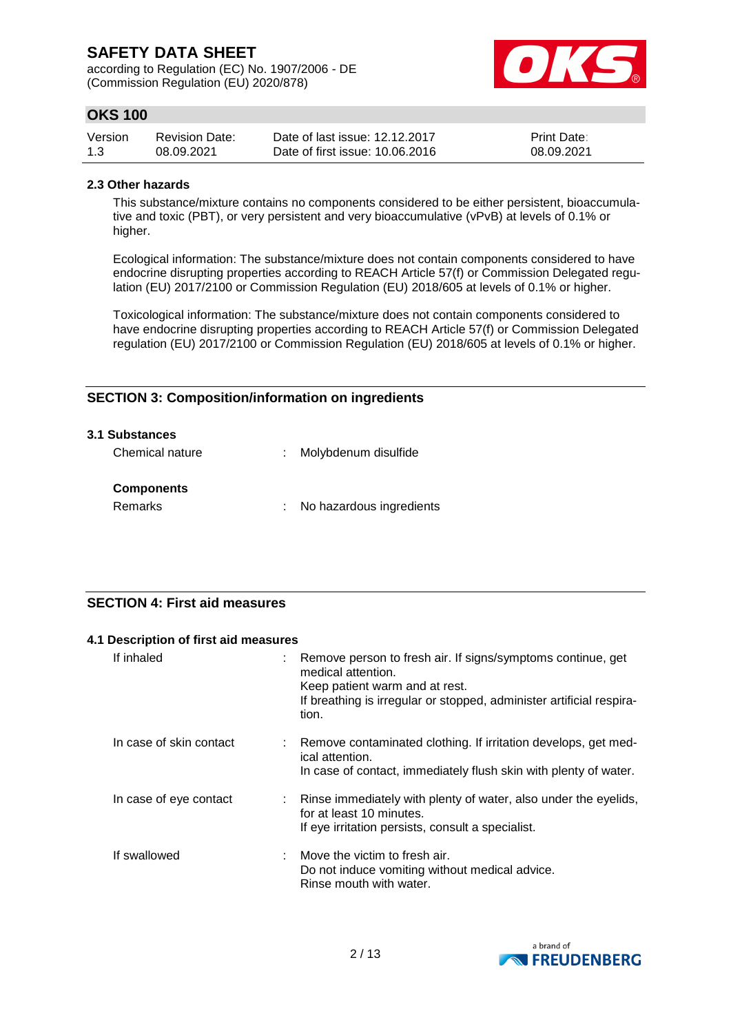### 2.3 Other hazards

This substance/mixture contains no components considered to be either persistent, bioaccumulative and toxic (PBT), or very persistent and very bioaccumulative (vPvB) at levels of 0.1% or higher.

Ecological information: The substance/mixture does not contain components considered to have endocrine disrupting properties according to REACH Article 57(f) or Commission Delegated regulation (EU) 2017/2100 or Commission Regulation (EU) 2018/605 at levels of 0.1% or higher.

Toxicological information: The substance/mixture does not contain components considered to have endocrine disrupting properties according to REACH Article 57(f) or Commission Delegated regulation (EU) 2017/2100 or Commission Regulation (EU) 2018/605 at levels of 0.1% or higher.

## SECTION 3: Composition/information on ingredients

### 3.1 Substances

Chemical nature : Molybdenum disulfide

**Components**

Remarks : No hazardous ingredients

## SECTION 4: First aid measures

### 4.1 Description of first aid measures

If inhaled : Remove person to fresh air. If signs/symptoms continue, get medical attention.
Keep patient warm and at rest.
If breathing is irregular or stopped, administer artificial respiration.

In case of skin contact : Remove contaminated clothing. If irritation develops, get medical attention.
In case of contact, immediately flush skin with plenty of water.

In case of eye contact : Rinse immediately with plenty of water, also under the eyelids, for at least 10 minutes.
If eye irritation persists, consult a specialist.

If swallowed : Move the victim to fresh air.
Do not induce vomiting without medical advice.
Rinse mouth with water.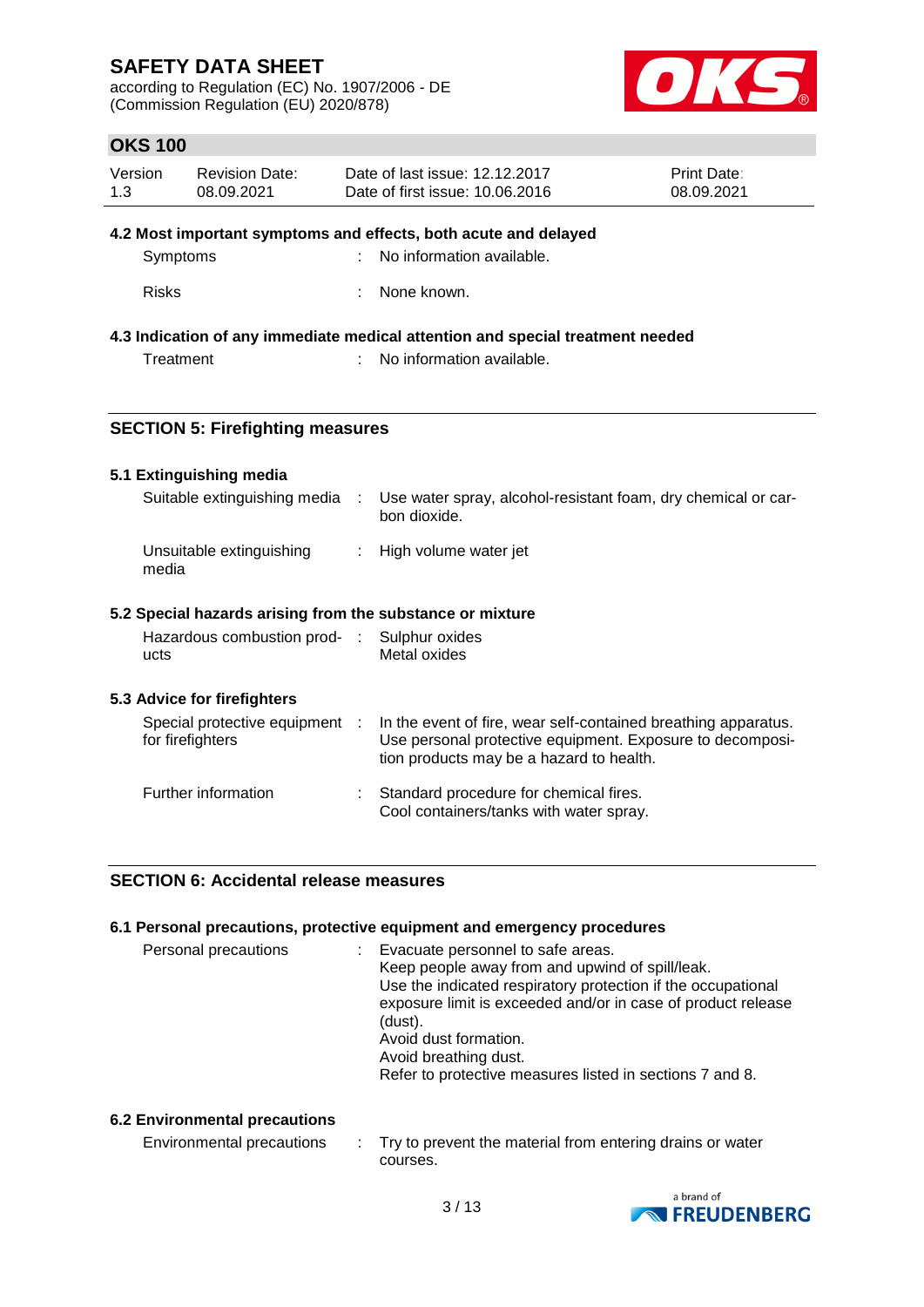### 4.2 Most important symptoms and effects, both acute and delayed

| | | |
|---|---|---|
| Symptoms | : | No information available. |
| Risks | : | None known. |

### 4.3 Indication of any immediate medical attention and special treatment needed

| | | |
|---|---|---|
| Treatment | : | No information available. |

## SECTION 5: Firefighting measures

### 5.1 Extinguishing media

| | | |
|---|---|---|
| Suitable extinguishing media | : | Use water spray, alcohol-resistant foam, dry chemical or carbon dioxide. |
| Unsuitable extinguishing media | : | High volume water jet |

### 5.2 Special hazards arising from the substance or mixture

| | | |
|---|---|---|
| Hazardous combustion products | : | Sulphur oxides<br>Metal oxides |

### 5.3 Advice for firefighters

| | | |
|---|---|---|
| Special protective equipment for firefighters | : | In the event of fire, wear self-contained breathing apparatus. Use personal protective equipment. Exposure to decomposition products may be a hazard to health. |
| Further information | : | Standard procedure for chemical fires.<br>Cool containers/tanks with water spray. |

## SECTION 6: Accidental release measures

### 6.1 Personal precautions, protective equipment and emergency procedures

| | | |
|---|---|---|
| Personal precautions | : | Evacuate personnel to safe areas.<br>Keep people away from and upwind of spill/leak.<br>Use the indicated respiratory protection if the occupational exposure limit is exceeded and/or in case of product release (dust).<br>Avoid dust formation.<br>Avoid breathing dust.<br>Refer to protective measures listed in sections 7 and 8. |

### 6.2 Environmental precautions

| | | |
|---|---|---|
| Environmental precautions | : | Try to prevent the material from entering drains or water courses. |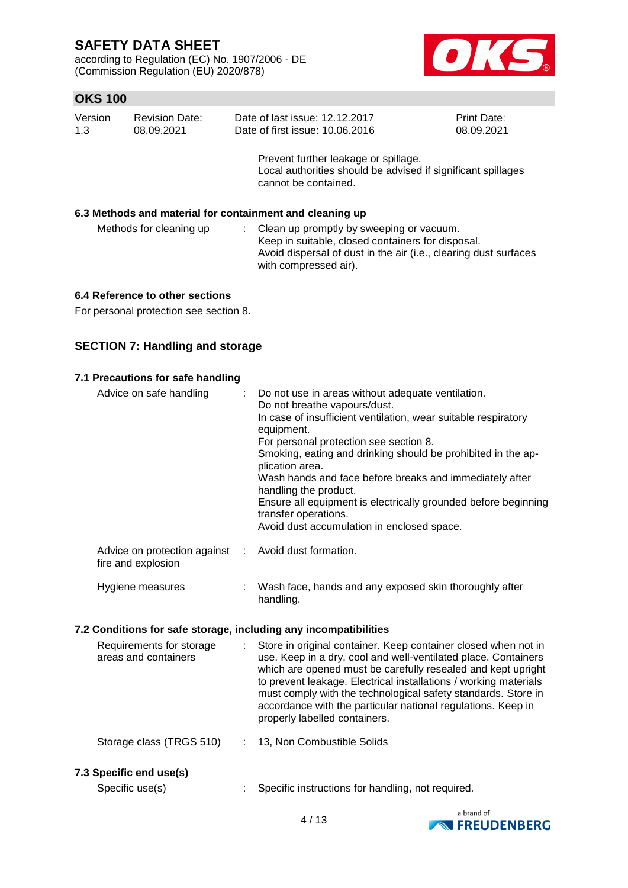Prevent further leakage or spillage.
Local authorities should be advised if significant spillages cannot be contained.

### 6.3 Methods and material for containment and cleaning up

| | |
|---|---|
| Methods for cleaning up | : Clean up promptly by sweeping or vacuum.<br>Keep in suitable, closed containers for disposal.<br>Avoid dispersal of dust in the air (i.e., clearing dust surfaces with compressed air). |

### 6.4 Reference to other sections

For personal protection see section 8.

## SECTION 7: Handling and storage

### 7.1 Precautions for safe handling

| | |
|---|---|
| Advice on safe handling | : Do not use in areas without adequate ventilation.<br>Do not breathe vapours/dust.<br>In case of insufficient ventilation, wear suitable respiratory equipment.<br>For personal protection see section 8.<br>Smoking, eating and drinking should be prohibited in the application area.<br>Wash hands and face before breaks and immediately after handling the product.<br>Ensure all equipment is electrically grounded before beginning transfer operations.<br>Avoid dust accumulation in enclosed space. |
| Advice on protection against fire and explosion | : Avoid dust formation. |
| Hygiene measures | : Wash face, hands and any exposed skin thoroughly after handling. |

### 7.2 Conditions for safe storage, including any incompatibilities

| | |
|---|---|
| Requirements for storage areas and containers | : Store in original container. Keep container closed when not in use. Keep in a dry, cool and well-ventilated place. Containers which are opened must be carefully resealed and kept upright to prevent leakage. Electrical installations / working materials must comply with the technological safety standards. Store in accordance with the particular national regulations. Keep in properly labelled containers. |
| Storage class (TRGS 510) | : 13, Non Combustible Solids |

### 7.3 Specific end use(s)

| | |
|---|---|
| Specific use(s) | : Specific instructions for handling, not required. |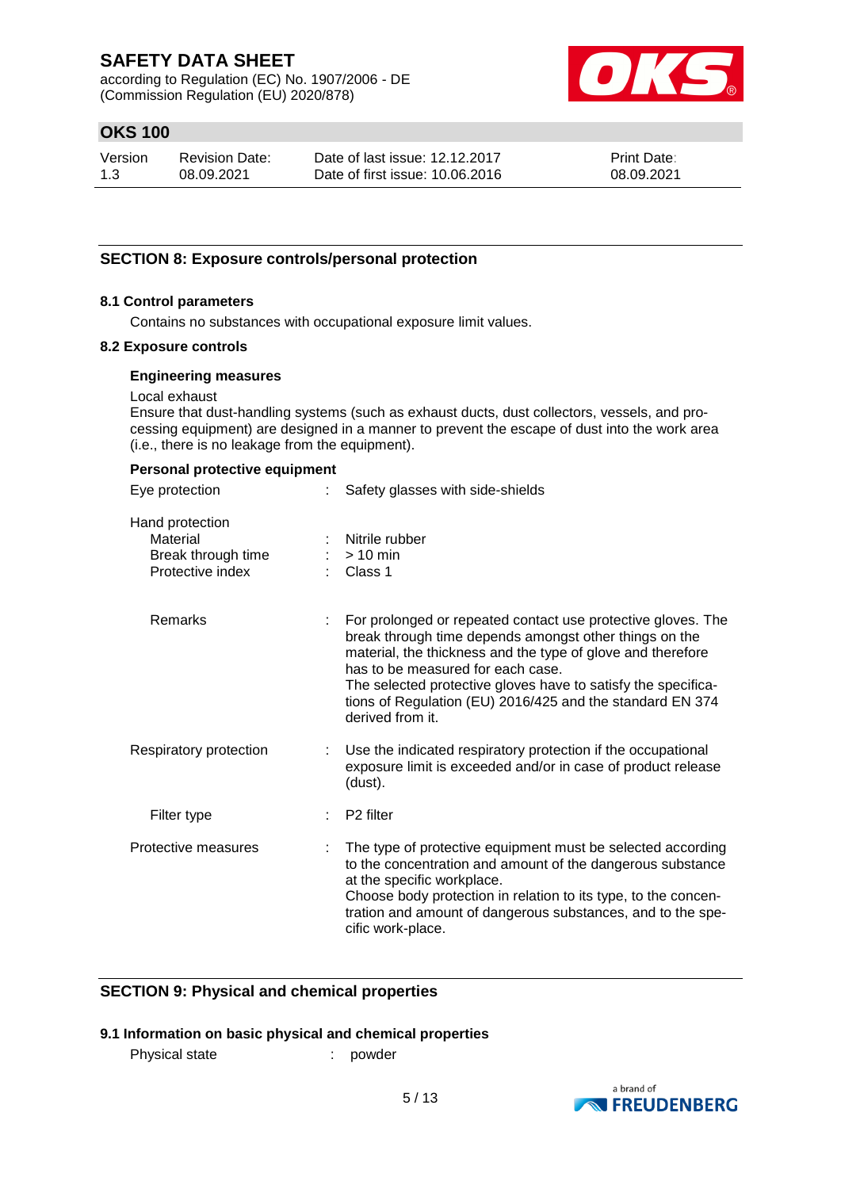## SECTION 8: Exposure controls/personal protection

### 8.1 Control parameters

Contains no substances with occupational exposure limit values.

### 8.2 Exposure controls

**Engineering measures**

Local exhaust
Ensure that dust-handling systems (such as exhaust ducts, dust collectors, vessels, and processing equipment) are designed in a manner to prevent the escape of dust into the work area (i.e., there is no leakage from the equipment).

**Personal protective equipment**

| | | |
|---|---|---|
| Eye protection | : | Safety glasses with side-shields |
| Hand protection | | |
| Material | : | Nitrile rubber |
| Break through time | : | > 10 min |
| Protective index | : | Class 1 |
| Remarks | : | For prolonged or repeated contact use protective gloves. The break through time depends amongst other things on the material, the thickness and the type of glove and therefore has to be measured for each case. The selected protective gloves have to satisfy the specifications of Regulation (EU) 2016/425 and the standard EN 374 derived from it. |
| Respiratory protection | : | Use the indicated respiratory protection if the occupational exposure limit is exceeded and/or in case of product release (dust). |
| Filter type | : | P2 filter |
| Protective measures | : | The type of protective equipment must be selected according to the concentration and amount of the dangerous substance at the specific workplace. Choose body protection in relation to its type, to the concentration and amount of dangerous substances, and to the specific work-place. |

## SECTION 9: Physical and chemical properties

### 9.1 Information on basic physical and chemical properties

| | | |
|---|---|---|
| Physical state | : | powder |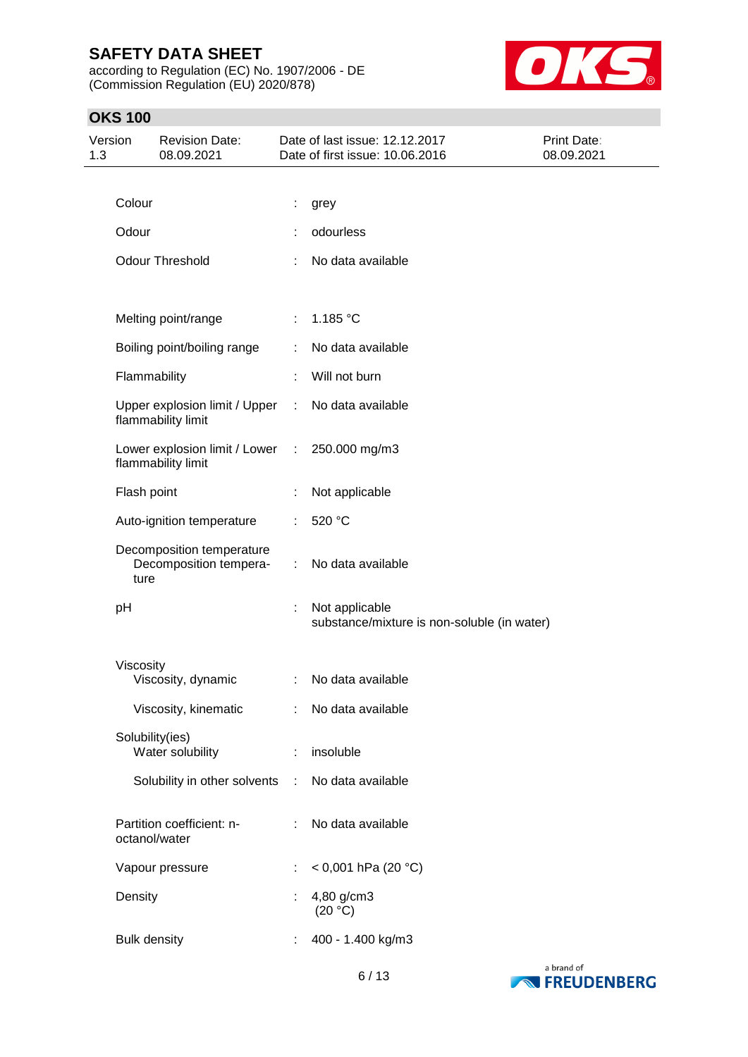| | | |
|---|---|---|
| Colour | : | grey |
| Odour | : | odourless |
| Odour Threshold | : | No data available |
| Melting point/range | : | 1.185 °C |
| Boiling point/boiling range | : | No data available |
| Flammability | : | Will not burn |
| Upper explosion limit / Upper flammability limit | : | No data available |
| Lower explosion limit / Lower flammability limit | : | 250.000 mg/m3 |
| Flash point | : | Not applicable |
| Auto-ignition temperature | : | 520 °C |
| Decomposition temperature | | |
| Decomposition temperature | : | No data available |
| pH | : | Not applicable<br>substance/mixture is non-soluble (in water) |
| Viscosity | | |
| Viscosity, dynamic | : | No data available |
| Viscosity, kinematic | : | No data available |
| Solubility(ies) | | |
| Water solubility | : | insoluble |
| Solubility in other solvents | : | No data available |
| Partition coefficient: n-octanol/water | : | No data available |
| Vapour pressure | : | < 0,001 hPa (20 °C) |
| Density | : | 4,80 g/cm3<br>(20 °C) |
| Bulk density | : | 400 - 1.400 kg/m3 |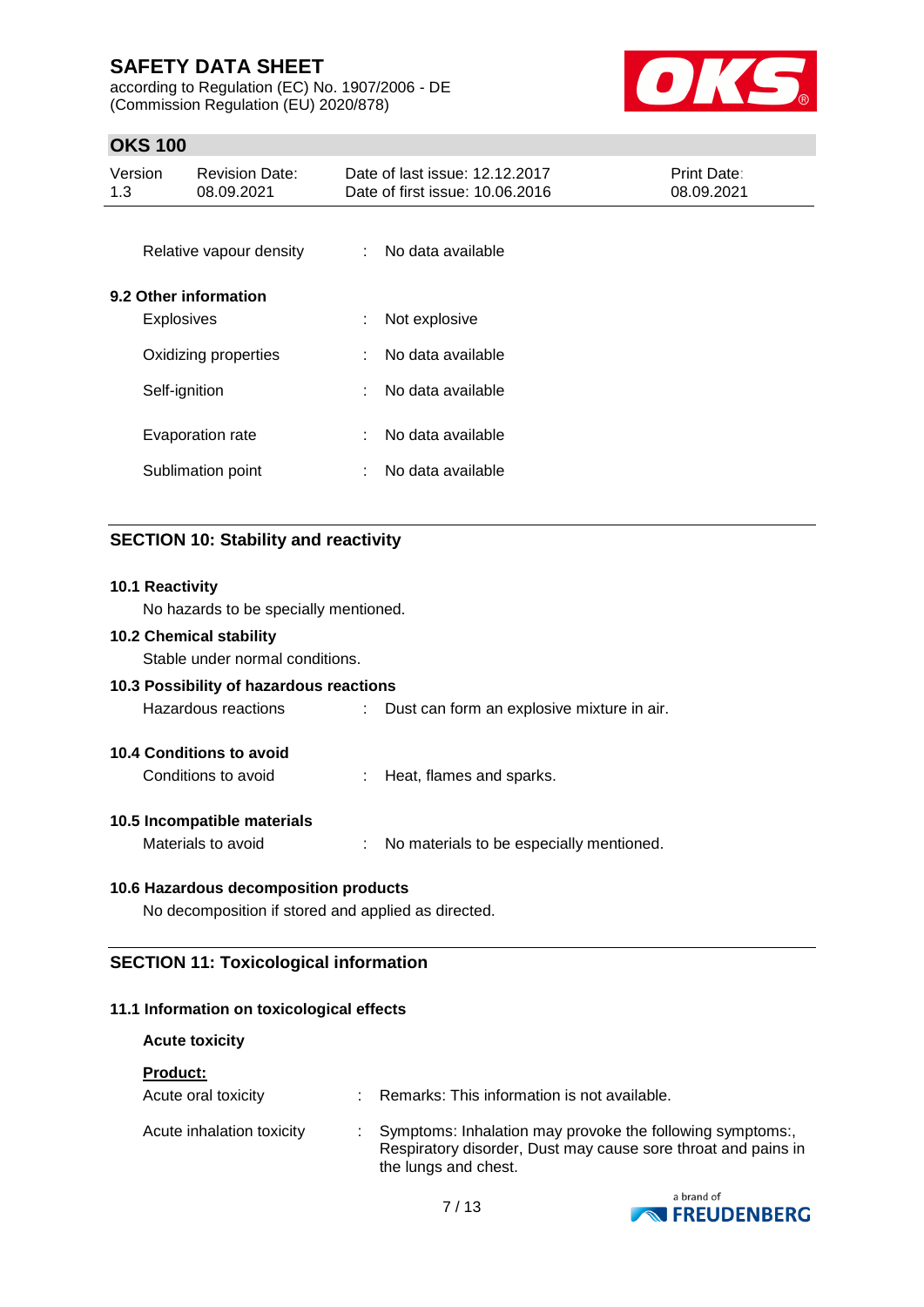| | | |
|---|---|---|
| Relative vapour density | : | No data available |

**9.2 Other information**

| | | |
|---|---|---|
| Explosives | : | Not explosive |
| Oxidizing properties | : | No data available |
| Self-ignition | : | No data available |
| Evaporation rate | : | No data available |
| Sublimation point | : | No data available |

## SECTION 10: Stability and reactivity

**10.1 Reactivity**

No hazards to be specially mentioned.

**10.2 Chemical stability**

Stable under normal conditions.

**10.3 Possibility of hazardous reactions**

| | | |
|---|---|---|
| Hazardous reactions | : | Dust can form an explosive mixture in air. |

**10.4 Conditions to avoid**

| | | |
|---|---|---|
| Conditions to avoid | : | Heat, flames and sparks. |

**10.5 Incompatible materials**

| | | |
|---|---|---|
| Materials to avoid | : | No materials to be especially mentioned. |

**10.6 Hazardous decomposition products**

No decomposition if stored and applied as directed.

## SECTION 11: Toxicological information

**11.1 Information on toxicological effects**

**Acute toxicity**

**Product:**

| | | |
|---|---|---|
| Acute oral toxicity | : | Remarks: This information is not available. |
| Acute inhalation toxicity | : | Symptoms: Inhalation may provoke the following symptoms:, Respiratory disorder, Dust may cause sore throat and pains in the lungs and chest. |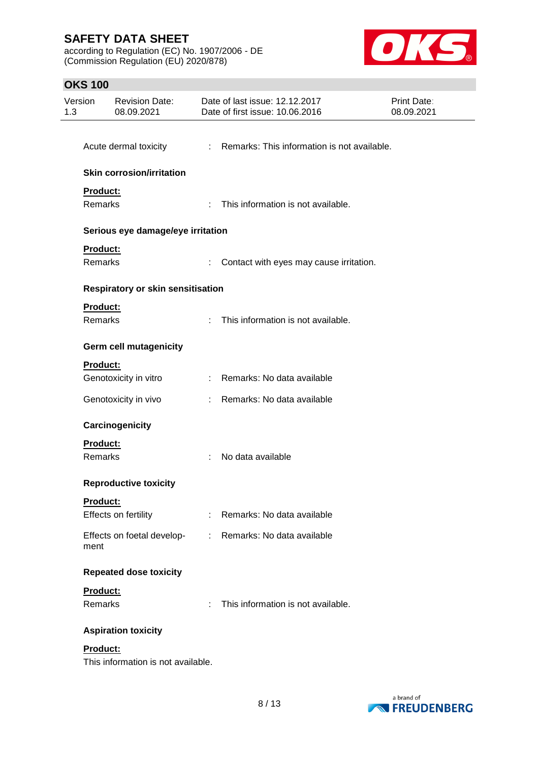Acute dermal toxicity : Remarks: This information is not available.

**Skin corrosion/irritation**

**Product:**

Remarks : This information is not available.

**Serious eye damage/eye irritation**

**Product:**

Remarks : Contact with eyes may cause irritation.

**Respiratory or skin sensitisation**

**Product:**

Remarks : This information is not available.

**Germ cell mutagenicity**

**Product:**

Genotoxicity in vitro : Remarks: No data available

Genotoxicity in vivo : Remarks: No data available

**Carcinogenicity**

**Product:**

Remarks : No data available

**Reproductive toxicity**

**Product:**

Effects on fertility : Remarks: No data available

Effects on foetal development : Remarks: No data available

**Repeated dose toxicity**

**Product:**

Remarks : This information is not available.

**Aspiration toxicity**

**Product:**

This information is not available.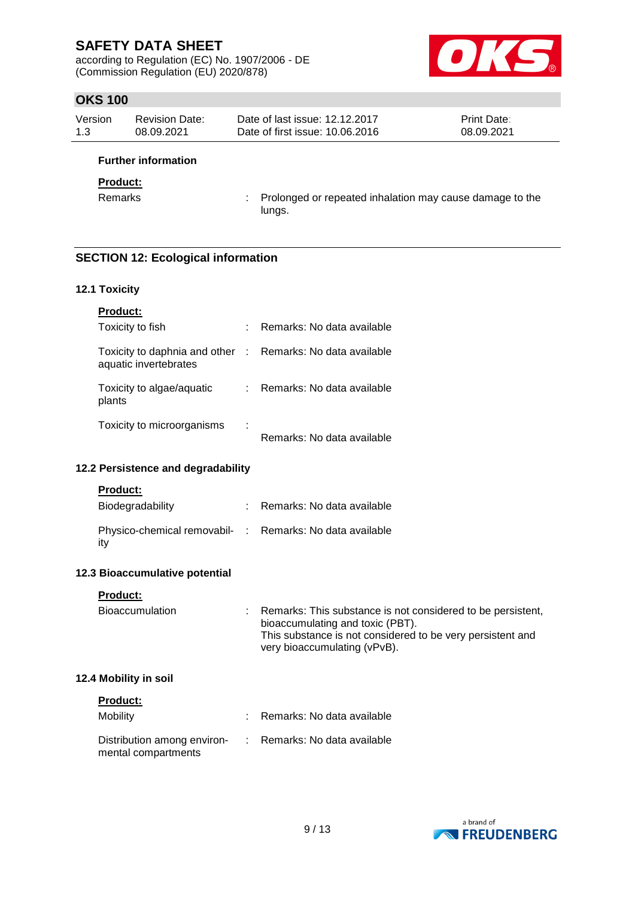**Further information**

**Product:**

Remarks : Prolonged or repeated inhalation may cause damage to the lungs.

## SECTION 12: Ecological information

### 12.1 Toxicity

**Product:**

| | | |
|---|---|---|
| Toxicity to fish | : | Remarks: No data available |
| Toxicity to daphnia and other aquatic invertebrates | : | Remarks: No data available |
| Toxicity to algae/aquatic plants | : | Remarks: No data available |
| Toxicity to microorganisms | : | Remarks: No data available |

### 12.2 Persistence and degradability

**Product:**

| | | |
|---|---|---|
| Biodegradability | : | Remarks: No data available |
| Physico-chemical removability | : | Remarks: No data available |

### 12.3 Bioaccumulative potential

**Product:**

| | | |
|---|---|---|
| Bioaccumulation | : | Remarks: This substance is not considered to be persistent, bioaccumulating and toxic (PBT). This substance is not considered to be very persistent and very bioaccumulating (vPvB). |

### 12.4 Mobility in soil

**Product:**

| | | |
|---|---|---|
| Mobility | : | Remarks: No data available |
| Distribution among environmental compartments | : | Remarks: No data available |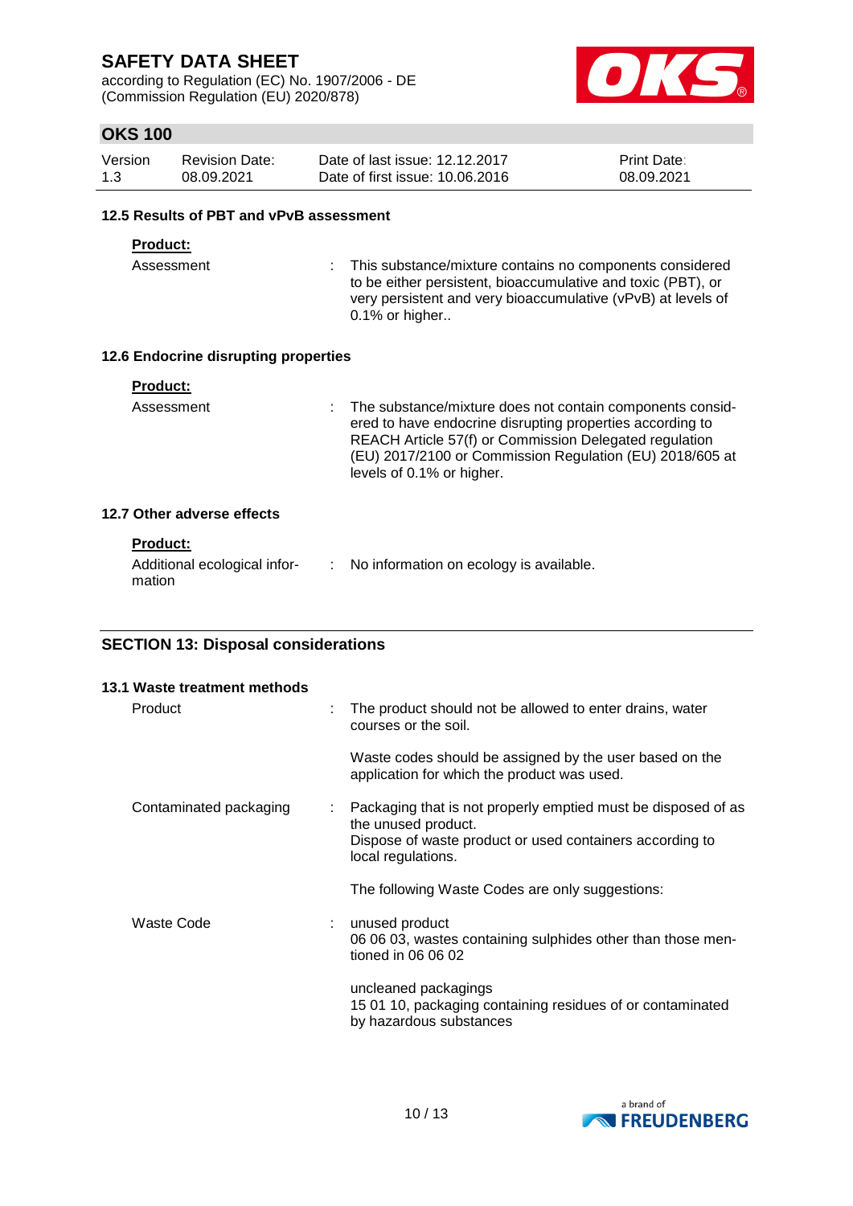#### 12.5 Results of PBT and vPvB assessment

**Product:**

Assessment : This substance/mixture contains no components considered to be either persistent, bioaccumulative and toxic (PBT), or very persistent and very bioaccumulative (vPvB) at levels of 0.1% or higher..

#### 12.6 Endocrine disrupting properties

**Product:**

Assessment : The substance/mixture does not contain components considered to have endocrine disrupting properties according to REACH Article 57(f) or Commission Delegated regulation (EU) 2017/2100 or Commission Regulation (EU) 2018/605 at levels of 0.1% or higher.

#### 12.7 Other adverse effects

**Product:**

Additional ecological information : No information on ecology is available.

## SECTION 13: Disposal considerations

#### 13.1 Waste treatment methods

Product : The product should not be allowed to enter drains, water courses or the soil.

Waste codes should be assigned by the user based on the application for which the product was used.

Contaminated packaging : Packaging that is not properly emptied must be disposed of as the unused product.
Dispose of waste product or used containers according to local regulations.

The following Waste Codes are only suggestions:

Waste Code : unused product
06 06 03, wastes containing sulphides other than those mentioned in 06 06 02

uncleaned packagings
15 01 10, packaging containing residues of or contaminated by hazardous substances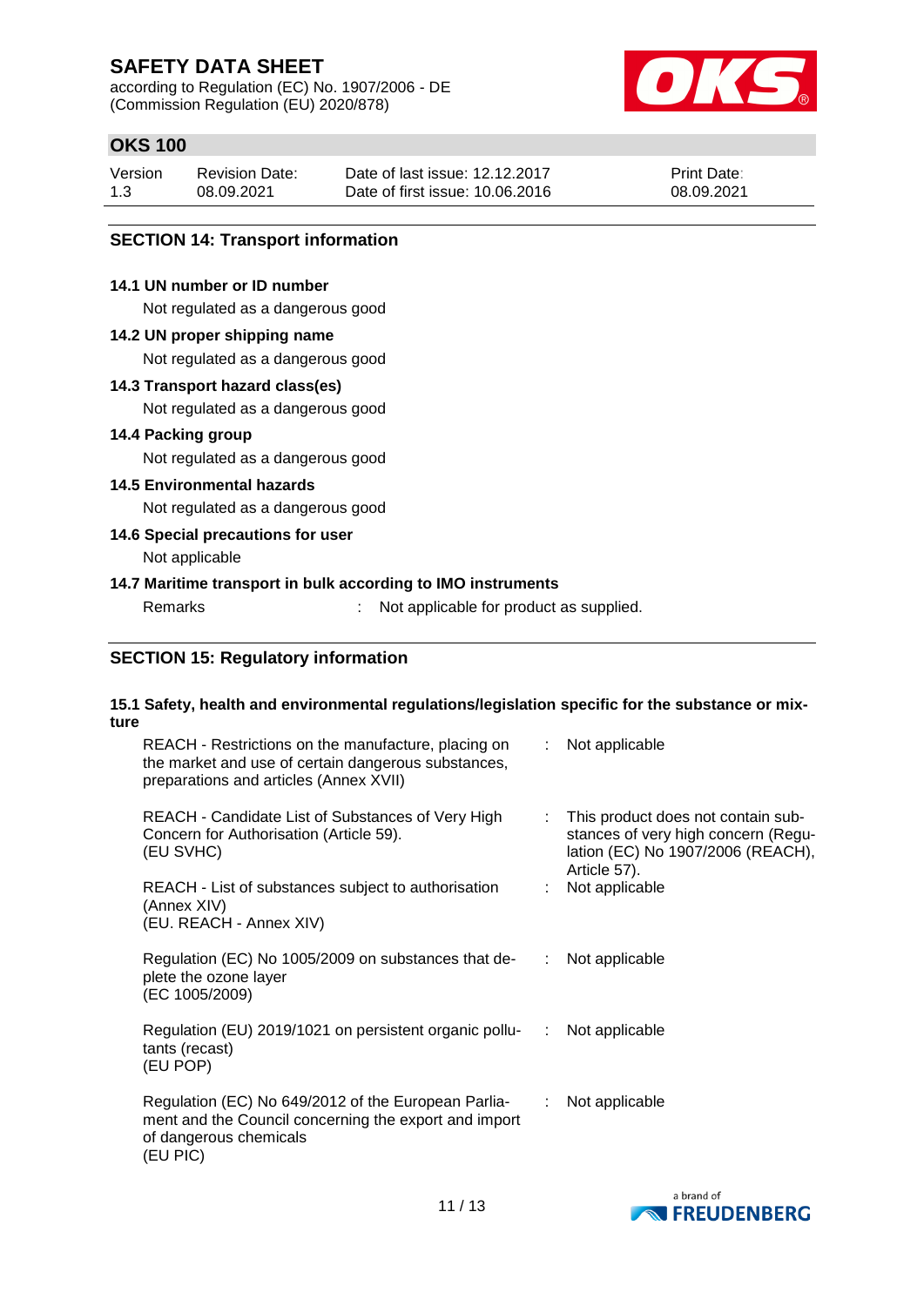## SECTION 14: Transport information

### 14.1 UN number or ID number

Not regulated as a dangerous good

### 14.2 UN proper shipping name

Not regulated as a dangerous good

### 14.3 Transport hazard class(es)

Not regulated as a dangerous good

### 14.4 Packing group

Not regulated as a dangerous good

### 14.5 Environmental hazards

Not regulated as a dangerous good

### 14.6 Special precautions for user

Not applicable

### 14.7 Maritime transport in bulk according to IMO instruments

Remarks : Not applicable for product as supplied.

## SECTION 15: Regulatory information

### 15.1 Safety, health and environmental regulations/legislation specific for the substance or mixture

| | |
|---|---|
| REACH - Restrictions on the manufacture, placing on the market and use of certain dangerous substances, preparations and articles (Annex XVII) | : Not applicable |
| REACH - Candidate List of Substances of Very High Concern for Authorisation (Article 59). (EU SVHC) | : This product does not contain substances of very high concern (Regulation (EC) No 1907/2006 (REACH), Article 57). |
| REACH - List of substances subject to authorisation (Annex XIV) (EU. REACH - Annex XIV) | : Not applicable |
| Regulation (EC) No 1005/2009 on substances that deplete the ozone layer (EC 1005/2009) | : Not applicable |
| Regulation (EU) 2019/1021 on persistent organic pollutants (recast) (EU POP) | : Not applicable |
| Regulation (EC) No 649/2012 of the European Parliament and the Council concerning the export and import of dangerous chemicals (EU PIC) | : Not applicable |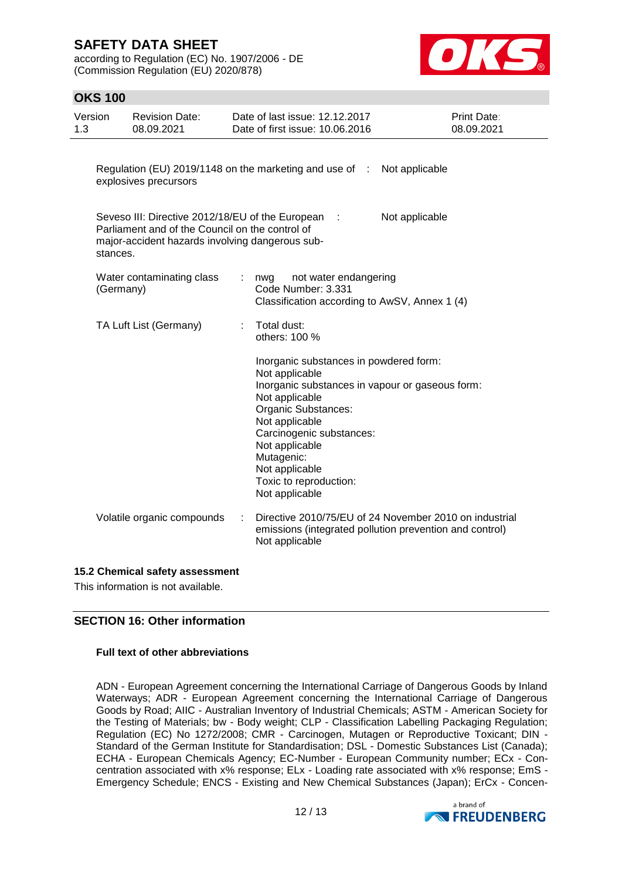Regulation (EU) 2019/1148 on the marketing and use of explosives precursors : Not applicable

Seveso III: Directive 2012/18/EU of the European Parliament and of the Council on the control of major-accident hazards involving dangerous substances. : Not applicable

| | | |
|---|---|---|
| Water contaminating class (Germany) | : | nwg not water endangering<br>Code Number: 3.331<br>Classification according to AwSV, Annex 1 (4) |
| TA Luft List (Germany) | : | Total dust:<br>others: 100 %<br><br>Inorganic substances in powdered form:<br>Not applicable<br>Inorganic substances in vapour or gaseous form:<br>Not applicable<br>Organic Substances:<br>Not applicable<br>Carcinogenic substances:<br>Not applicable<br>Mutagenic:<br>Not applicable<br>Toxic to reproduction:<br>Not applicable |
| Volatile organic compounds | : | Directive 2010/75/EU of 24 November 2010 on industrial emissions (integrated pollution prevention and control)<br>Not applicable |

### 15.2 Chemical safety assessment

This information is not available.

## SECTION 16: Other information

**Full text of other abbreviations**

ADN - European Agreement concerning the International Carriage of Dangerous Goods by Inland Waterways; ADR - European Agreement concerning the International Carriage of Dangerous Goods by Road; AIIC - Australian Inventory of Industrial Chemicals; ASTM - American Society for the Testing of Materials; bw - Body weight; CLP - Classification Labelling Packaging Regulation; Regulation (EC) No 1272/2008; CMR - Carcinogen, Mutagen or Reproductive Toxicant; DIN - Standard of the German Institute for Standardisation; DSL - Domestic Substances List (Canada); ECHA - European Chemicals Agency; EC-Number - European Community number; ECx - Concentration associated with x% response; ELx - Loading rate associated with x% response; EmS - Emergency Schedule; ENCS - Existing and New Chemical Substances (Japan); ErCx - Concen-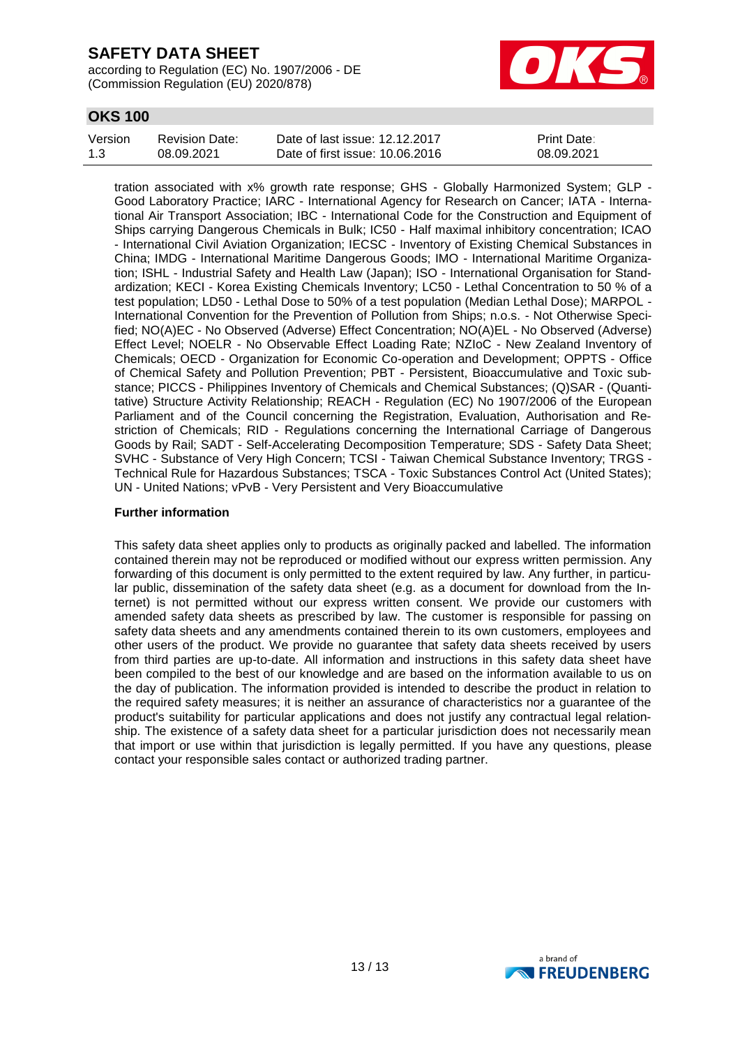tration associated with x% growth rate response; GHS - Globally Harmonized System; GLP - Good Laboratory Practice; IARC - International Agency for Research on Cancer; IATA - International Air Transport Association; IBC - International Code for the Construction and Equipment of Ships carrying Dangerous Chemicals in Bulk; IC50 - Half maximal inhibitory concentration; ICAO - International Civil Aviation Organization; IECSC - Inventory of Existing Chemical Substances in China; IMDG - International Maritime Dangerous Goods; IMO - International Maritime Organization; ISHL - Industrial Safety and Health Law (Japan); ISO - International Organisation for Standardization; KECI - Korea Existing Chemicals Inventory; LC50 - Lethal Concentration to 50 % of a test population; LD50 - Lethal Dose to 50% of a test population (Median Lethal Dose); MARPOL - International Convention for the Prevention of Pollution from Ships; n.o.s. - Not Otherwise Specified; NO(A)EC - No Observed (Adverse) Effect Concentration; NO(A)EL - No Observed (Adverse) Effect Level; NOELR - No Observable Effect Loading Rate; NZIoC - New Zealand Inventory of Chemicals; OECD - Organization for Economic Co-operation and Development; OPPTS - Office of Chemical Safety and Pollution Prevention; PBT - Persistent, Bioaccumulative and Toxic substance; PICCS - Philippines Inventory of Chemicals and Chemical Substances; (Q)SAR - (Quantitative) Structure Activity Relationship; REACH - Regulation (EC) No 1907/2006 of the European Parliament and of the Council concerning the Registration, Evaluation, Authorisation and Restriction of Chemicals; RID - Regulations concerning the International Carriage of Dangerous Goods by Rail; SADT - Self-Accelerating Decomposition Temperature; SDS - Safety Data Sheet; SVHC - Substance of Very High Concern; TCSI - Taiwan Chemical Substance Inventory; TRGS - Technical Rule for Hazardous Substances; TSCA - Toxic Substances Control Act (United States); UN - United Nations; vPvB - Very Persistent and Very Bioaccumulative

**Further information**

This safety data sheet applies only to products as originally packed and labelled. The information contained therein may not be reproduced or modified without our express written permission. Any forwarding of this document is only permitted to the extent required by law. Any further, in particular public, dissemination of the safety data sheet (e.g. as a document for download from the Internet) is not permitted without our express written consent. We provide our customers with amended safety data sheets as prescribed by law. The customer is responsible for passing on safety data sheets and any amendments contained therein to its own customers, employees and other users of the product. We provide no guarantee that safety data sheets received by users from third parties are up-to-date. All information and instructions in this safety data sheet have been compiled to the best of our knowledge and are based on the information available to us on the day of publication. The information provided is intended to describe the product in relation to the required safety measures; it is neither an assurance of characteristics nor a guarantee of the product's suitability for particular applications and does not justify any contractual legal relationship. The existence of a safety data sheet for a particular jurisdiction does not necessarily mean that import or use within that jurisdiction is legally permitted. If you have any questions, please contact your responsible sales contact or authorized trading partner.